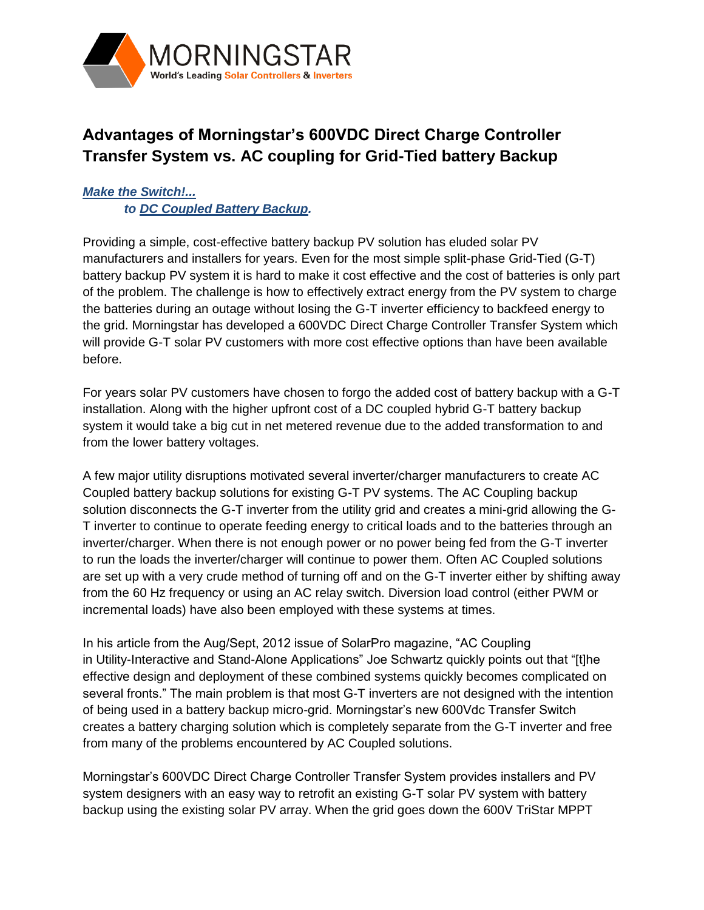MORNINGSTAR

World's Leading Solar Controllers & Inverters

# Advantages of Morningstar's 600VDC Direct Charge Controller Transfer System vs. AC coupling for Grid-Tied battery Backup

***Make the Switch!...***
***to DC Coupled Battery Backup.***

Providing a simple, cost-effective battery backup PV solution has eluded solar PV manufacturers and installers for years. Even for the most simple split-phase Grid-Tied (G-T) battery backup PV system it is hard to make it cost effective and the cost of batteries is only part of the problem. The challenge is how to effectively extract energy from the PV system to charge the batteries during an outage without losing the G-T inverter efficiency to backfeed energy to the grid. Morningstar has developed a 600VDC Direct Charge Controller Transfer System which will provide G-T solar PV customers with more cost effective options than have been available before.

For years solar PV customers have chosen to forgo the added cost of battery backup with a G-T installation. Along with the higher upfront cost of a DC coupled hybrid G-T battery backup system it would take a big cut in net metered revenue due to the added transformation to and from the lower battery voltages.

A few major utility disruptions motivated several inverter/charger manufacturers to create AC Coupled battery backup solutions for existing G-T PV systems. The AC Coupling backup solution disconnects the G-T inverter from the utility grid and creates a mini-grid allowing the G-T inverter to continue to operate feeding energy to critical loads and to the batteries through an inverter/charger. When there is not enough power or no power being fed from the G-T inverter to run the loads the inverter/charger will continue to power them. Often AC Coupled solutions are set up with a very crude method of turning off and on the G-T inverter either by shifting away from the 60 Hz frequency or using an AC relay switch. Diversion load control (either PWM or incremental loads) have also been employed with these systems at times.

In his article from the Aug/Sept, 2012 issue of SolarPro magazine, "AC Coupling in Utility-Interactive and Stand-Alone Applications" Joe Schwartz quickly points out that "[t]he effective design and deployment of these combined systems quickly becomes complicated on several fronts." The main problem is that most G-T inverters are not designed with the intention of being used in a battery backup micro-grid. Morningstar's new 600Vdc Transfer Switch creates a battery charging solution which is completely separate from the G-T inverter and free from many of the problems encountered by AC Coupled solutions.

Morningstar's 600VDC Direct Charge Controller Transfer System provides installers and PV system designers with an easy way to retrofit an existing G-T solar PV system with battery backup using the existing solar PV array. When the grid goes down the 600V TriStar MPPT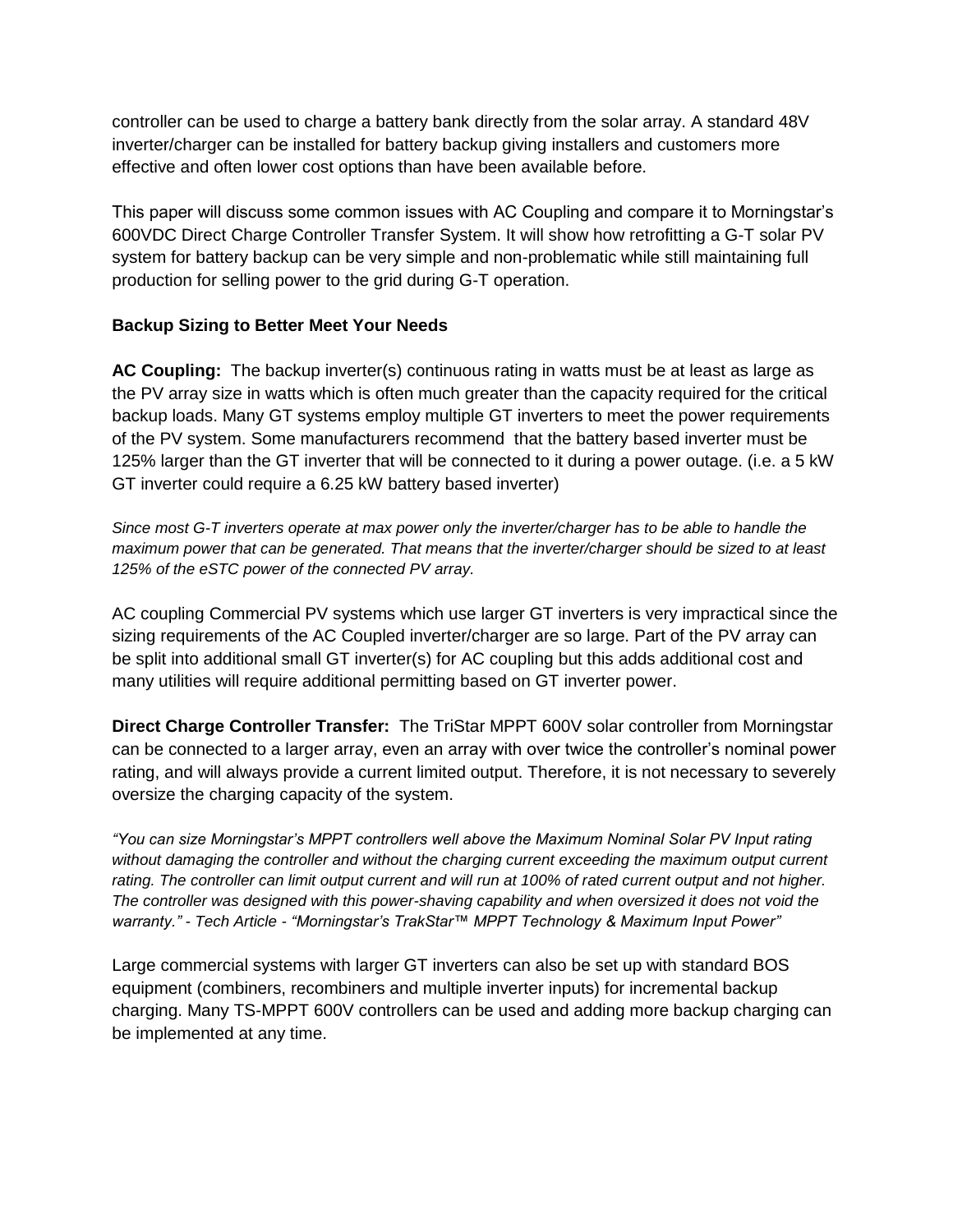controller can be used to charge a battery bank directly from the solar array. A standard 48V inverter/charger can be installed for battery backup giving installers and customers more effective and often lower cost options than have been available before.

This paper will discuss some common issues with AC Coupling and compare it to Morningstar's 600VDC Direct Charge Controller Transfer System. It will show how retrofitting a G-T solar PV system for battery backup can be very simple and non-problematic while still maintaining full production for selling power to the grid during G-T operation.

**Backup Sizing to Better Meet Your Needs**

**AC Coupling:** The backup inverter(s) continuous rating in watts must be at least as large as the PV array size in watts which is often much greater than the capacity required for the critical backup loads. Many GT systems employ multiple GT inverters to meet the power requirements of the PV system. Some manufacturers recommend that the battery based inverter must be 125% larger than the GT inverter that will be connected to it during a power outage. (i.e. a 5 kW GT inverter could require a 6.25 kW battery based inverter)

*Since most G-T inverters operate at max power only the inverter/charger has to be able to handle the maximum power that can be generated. That means that the inverter/charger should be sized to at least 125% of the eSTC power of the connected PV array.*

AC coupling Commercial PV systems which use larger GT inverters is very impractical since the sizing requirements of the AC Coupled inverter/charger are so large. Part of the PV array can be split into additional small GT inverter(s) for AC coupling but this adds additional cost and many utilities will require additional permitting based on GT inverter power.

**Direct Charge Controller Transfer:** The TriStar MPPT 600V solar controller from Morningstar can be connected to a larger array, even an array with over twice the controller's nominal power rating, and will always provide a current limited output. Therefore, it is not necessary to severely oversize the charging capacity of the system.

*"You can size Morningstar's MPPT controllers well above the Maximum Nominal Solar PV Input rating without damaging the controller and without the charging current exceeding the maximum output current rating. The controller can limit output current and will run at 100% of rated current output and not higher. The controller was designed with this power-shaving capability and when oversized it does not void the warranty." - Tech Article - "Morningstar's TrakStar™ MPPT Technology & Maximum Input Power"*

Large commercial systems with larger GT inverters can also be set up with standard BOS equipment (combiners, recombiners and multiple inverter inputs) for incremental backup charging. Many TS-MPPT 600V controllers can be used and adding more backup charging can be implemented at any time.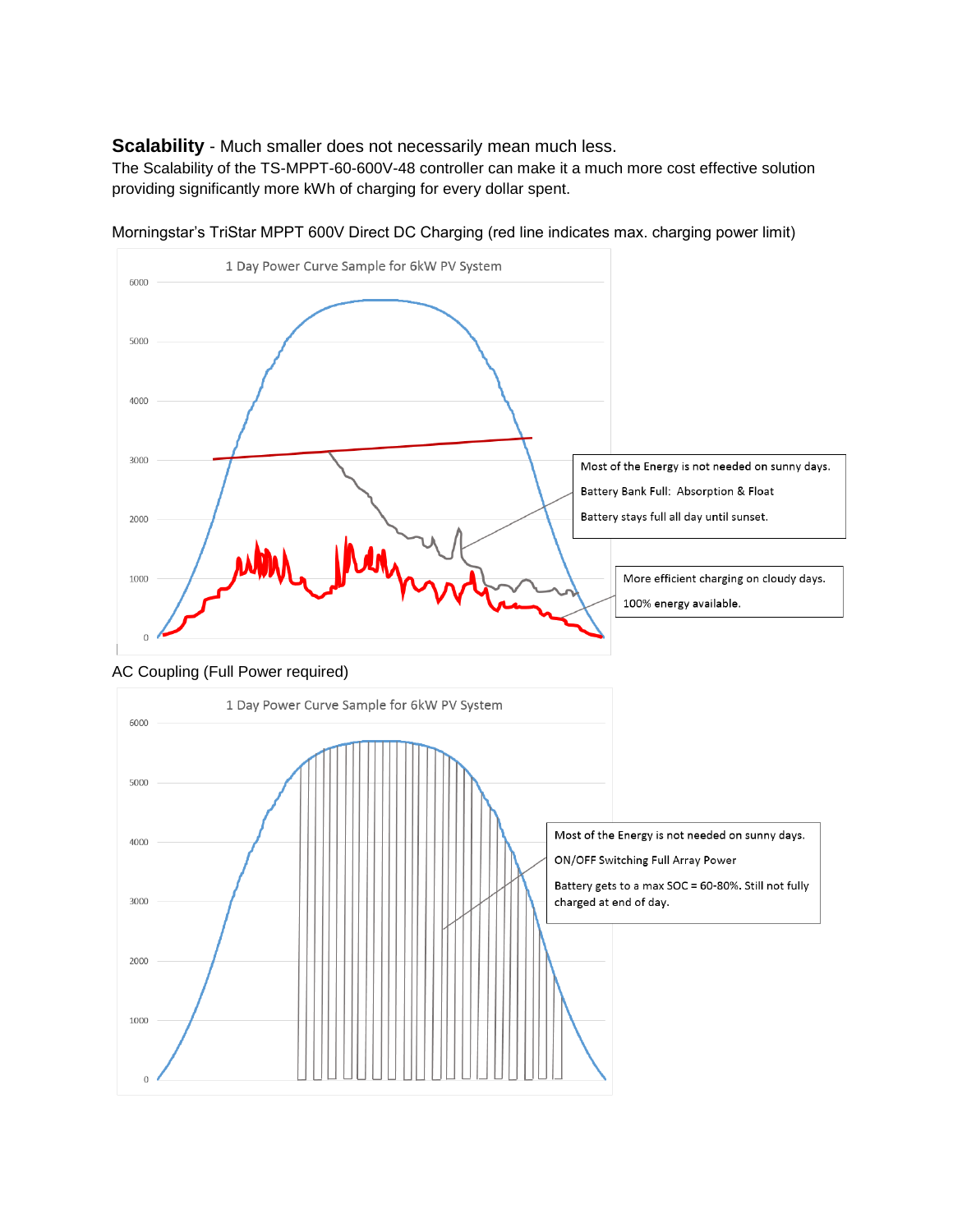**Scalability** - Much smaller does not necessarily mean much less.

The Scalability of the TS-MPPT-60-600V-48 controller can make it a much more cost effective solution providing significantly more kWh of charging for every dollar spent.

Morningstar's TriStar MPPT 600V Direct DC Charging (red line indicates max. charging power limit)

1 Day Power Curve Sample for 6kW PV System

Most of the Energy is not needed on sunny days.

Battery Bank Full: Absorption & Float

Battery stays full all day until sunset.

More efficient charging on cloudy days.

100% energy available.

AC Coupling (Full Power required)

1 Day Power Curve Sample for 6kW PV System

Most of the Energy is not needed on sunny days.

ON/OFF Switching Full Array Power

Battery gets to a max SOC = 60-80%. Still not fully charged at end of day.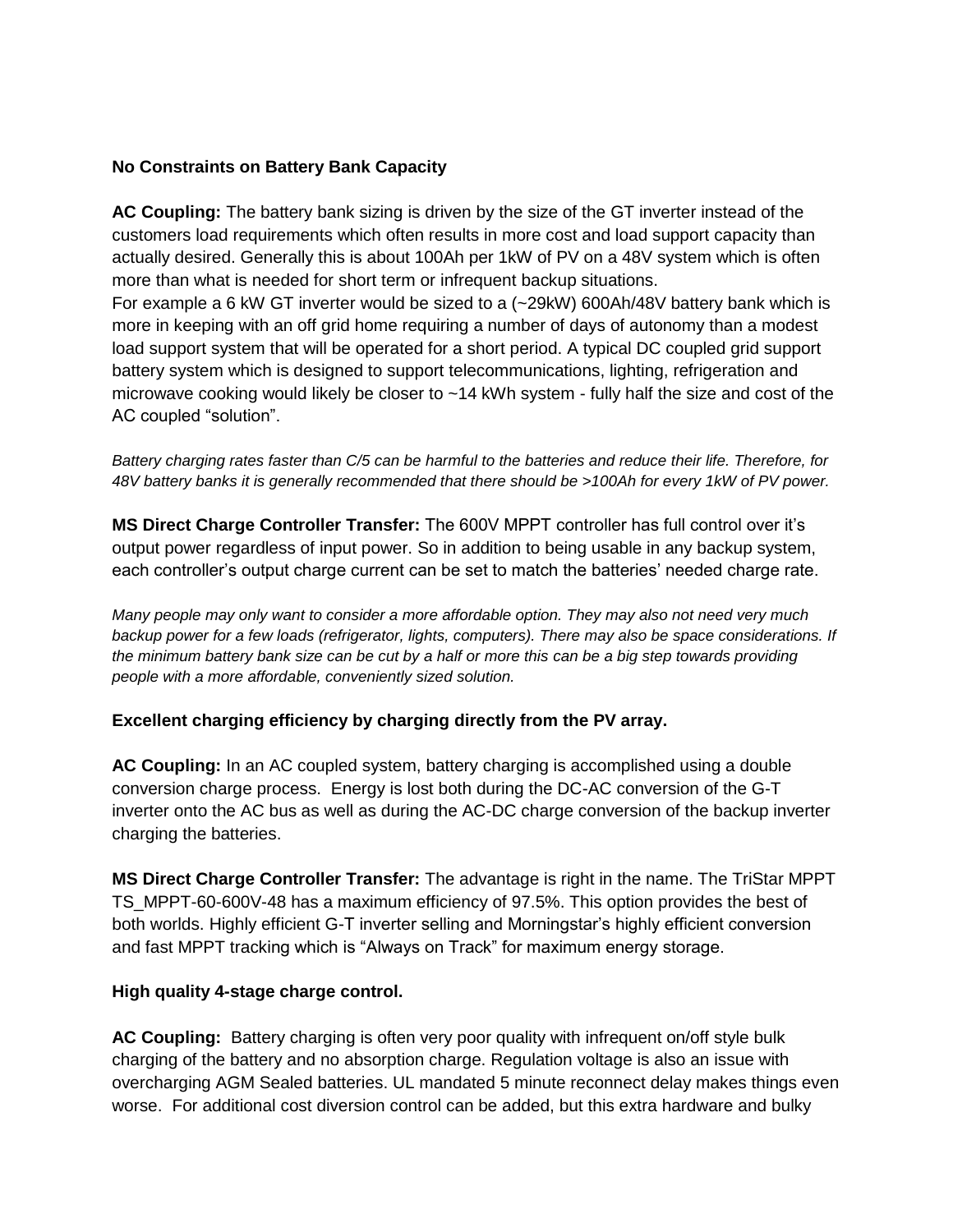**No Constraints on Battery Bank Capacity**

**AC Coupling:** The battery bank sizing is driven by the size of the GT inverter instead of the customers load requirements which often results in more cost and load support capacity than actually desired. Generally this is about 100Ah per 1kW of PV on a 48V system which is often more than what is needed for short term or infrequent backup situations.
For example a 6 kW GT inverter would be sized to a (~29kW) 600Ah/48V battery bank which is more in keeping with an off grid home requiring a number of days of autonomy than a modest load support system that will be operated for a short period. A typical DC coupled grid support battery system which is designed to support telecommunications, lighting, refrigeration and microwave cooking would likely be closer to ~14 kWh system - fully half the size and cost of the AC coupled "solution".

*Battery charging rates faster than C/5 can be harmful to the batteries and reduce their life. Therefore, for 48V battery banks it is generally recommended that there should be >100Ah for every 1kW of PV power.*

**MS Direct Charge Controller Transfer:** The 600V MPPT controller has full control over it's output power regardless of input power. So in addition to being usable in any backup system, each controller's output charge current can be set to match the batteries' needed charge rate.

*Many people may only want to consider a more affordable option. They may also not need very much backup power for a few loads (refrigerator, lights, computers). There may also be space considerations. If the minimum battery bank size can be cut by a half or more this can be a big step towards providing people with a more affordable, conveniently sized solution.*

**Excellent charging efficiency by charging directly from the PV array.**

**AC Coupling:** In an AC coupled system, battery charging is accomplished using a double conversion charge process. Energy is lost both during the DC-AC conversion of the G-T inverter onto the AC bus as well as during the AC-DC charge conversion of the backup inverter charging the batteries.

**MS Direct Charge Controller Transfer:** The advantage is right in the name. The TriStar MPPT TS_MPPT-60-600V-48 has a maximum efficiency of 97.5%. This option provides the best of both worlds. Highly efficient G-T inverter selling and Morningstar's highly efficient conversion and fast MPPT tracking which is "Always on Track" for maximum energy storage.

**High quality 4-stage charge control.**

**AC Coupling:** Battery charging is often very poor quality with infrequent on/off style bulk charging of the battery and no absorption charge. Regulation voltage is also an issue with overcharging AGM Sealed batteries. UL mandated 5 minute reconnect delay makes things even worse. For additional cost diversion control can be added, but this extra hardware and bulky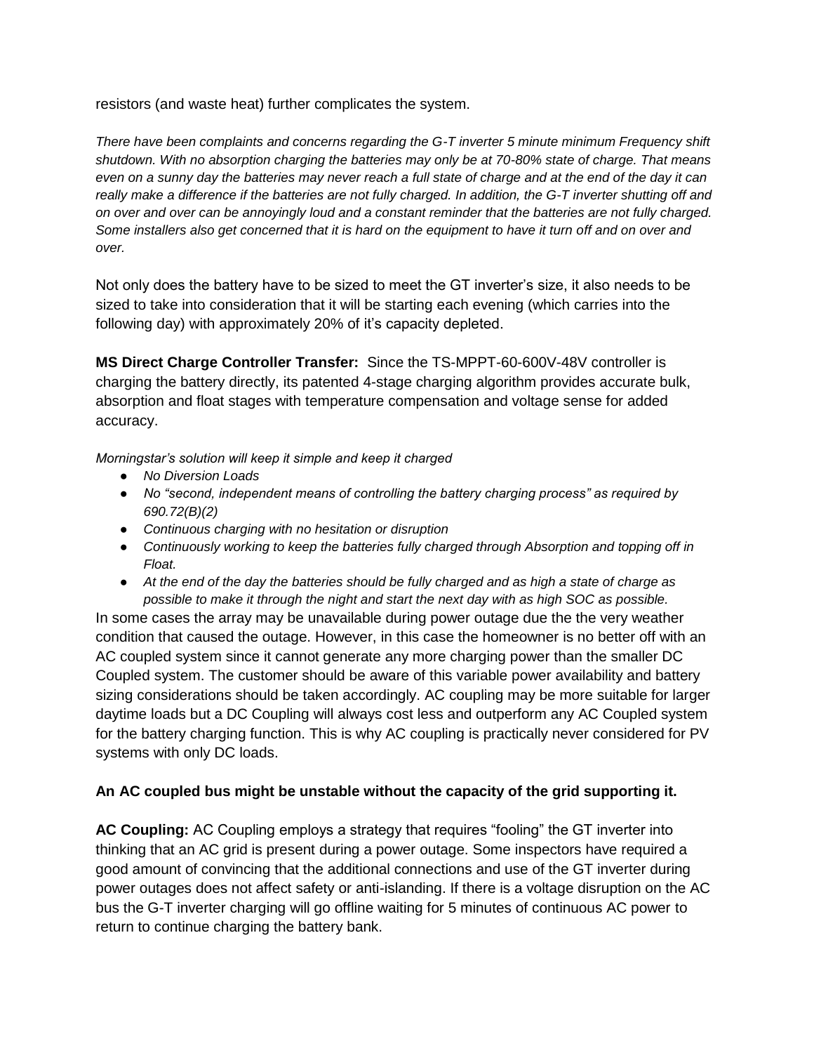resistors (and waste heat) further complicates the system.

*There have been complaints and concerns regarding the G-T inverter 5 minute minimum Frequency shift shutdown. With no absorption charging the batteries may only be at 70-80% state of charge. That means even on a sunny day the batteries may never reach a full state of charge and at the end of the day it can really make a difference if the batteries are not fully charged. In addition, the G-T inverter shutting off and on over and over can be annoyingly loud and a constant reminder that the batteries are not fully charged. Some installers also get concerned that it is hard on the equipment to have it turn off and on over and over.*

Not only does the battery have to be sized to meet the GT inverter's size, it also needs to be sized to take into consideration that it will be starting each evening (which carries into the following day) with approximately 20% of it's capacity depleted.

**MS Direct Charge Controller Transfer:** Since the TS-MPPT-60-600V-48V controller is charging the battery directly, its patented 4-stage charging algorithm provides accurate bulk, absorption and float stages with temperature compensation and voltage sense for added accuracy.

*Morningstar's solution will keep it simple and keep it charged*

- *No Diversion Loads*
- *No "second, independent means of controlling the battery charging process" as required by 690.72(B)(2)*
- *Continuous charging with no hesitation or disruption*
- *Continuously working to keep the batteries fully charged through Absorption and topping off in Float.*
- *At the end of the day the batteries should be fully charged and as high a state of charge as possible to make it through the night and start the next day with as high SOC as possible.*

In some cases the array may be unavailable during power outage due the the very weather condition that caused the outage. However, in this case the homeowner is no better off with an AC coupled system since it cannot generate any more charging power than the smaller DC Coupled system. The customer should be aware of this variable power availability and battery sizing considerations should be taken accordingly. AC coupling may be more suitable for larger daytime loads but a DC Coupling will always cost less and outperform any AC Coupled system for the battery charging function. This is why AC coupling is practically never considered for PV systems with only DC loads.

**An AC coupled bus might be unstable without the capacity of the grid supporting it.**

**AC Coupling:** AC Coupling employs a strategy that requires "fooling" the GT inverter into thinking that an AC grid is present during a power outage. Some inspectors have required a good amount of convincing that the additional connections and use of the GT inverter during power outages does not affect safety or anti-islanding. If there is a voltage disruption on the AC bus the G-T inverter charging will go offline waiting for 5 minutes of continuous AC power to return to continue charging the battery bank.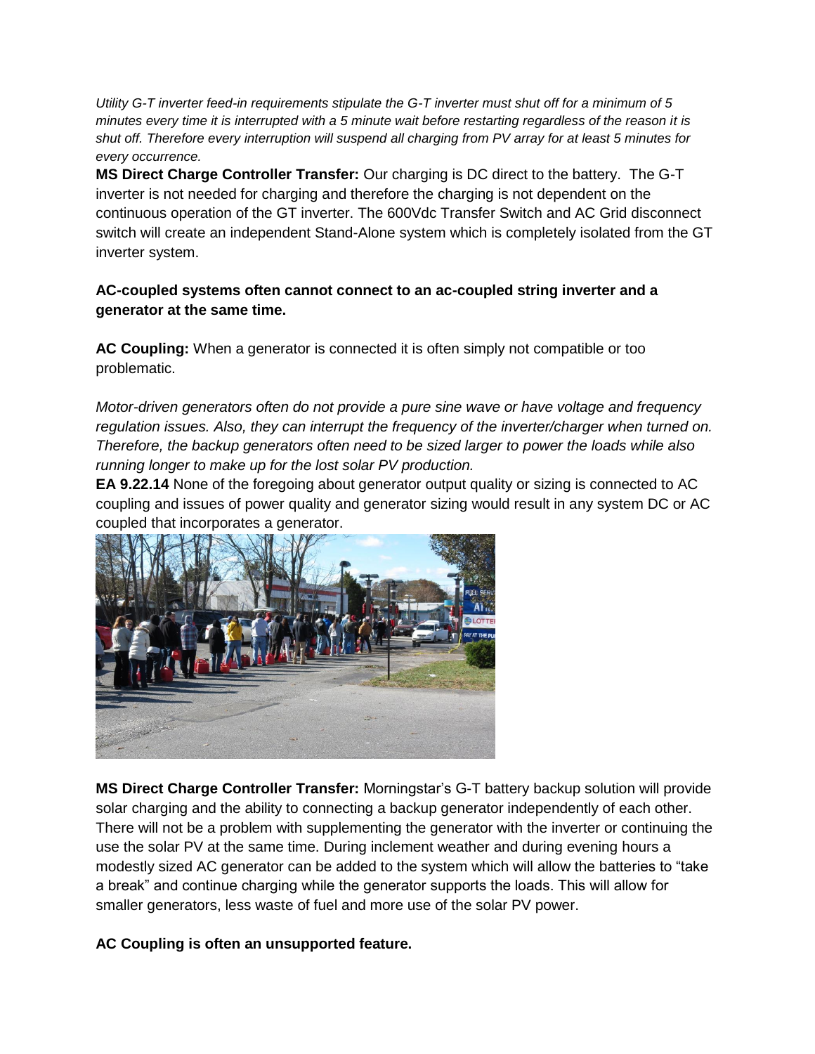*Utility G-T inverter feed-in requirements stipulate the G-T inverter must shut off for a minimum of 5 minutes every time it is interrupted with a 5 minute wait before restarting regardless of the reason it is shut off. Therefore every interruption will suspend all charging from PV array for at least 5 minutes for every occurrence.*

**MS Direct Charge Controller Transfer:** Our charging is DC direct to the battery. The G-T inverter is not needed for charging and therefore the charging is not dependent on the continuous operation of the GT inverter. The 600Vdc Transfer Switch and AC Grid disconnect switch will create an independent Stand-Alone system which is completely isolated from the GT inverter system.

**AC-coupled systems often cannot connect to an ac-coupled string inverter and a generator at the same time.**

**AC Coupling:** When a generator is connected it is often simply not compatible or too problematic.

*Motor-driven generators often do not provide a pure sine wave or have voltage and frequency regulation issues. Also, they can interrupt the frequency of the inverter/charger when turned on. Therefore, the backup generators often need to be sized larger to power the loads while also running longer to make up for the lost solar PV production.*

**EA 9.22.14** None of the foregoing about generator output quality or sizing is connected to AC coupling and issues of power quality and generator sizing would result in any system DC or AC coupled that incorporates a generator.

**MS Direct Charge Controller Transfer:** Morningstar's G-T battery backup solution will provide solar charging and the ability to connecting a backup generator independently of each other. There will not be a problem with supplementing the generator with the inverter or continuing the use the solar PV at the same time. During inclement weather and during evening hours a modestly sized AC generator can be added to the system which will allow the batteries to "take a break" and continue charging while the generator supports the loads. This will allow for smaller generators, less waste of fuel and more use of the solar PV power.

**AC Coupling is often an unsupported feature.**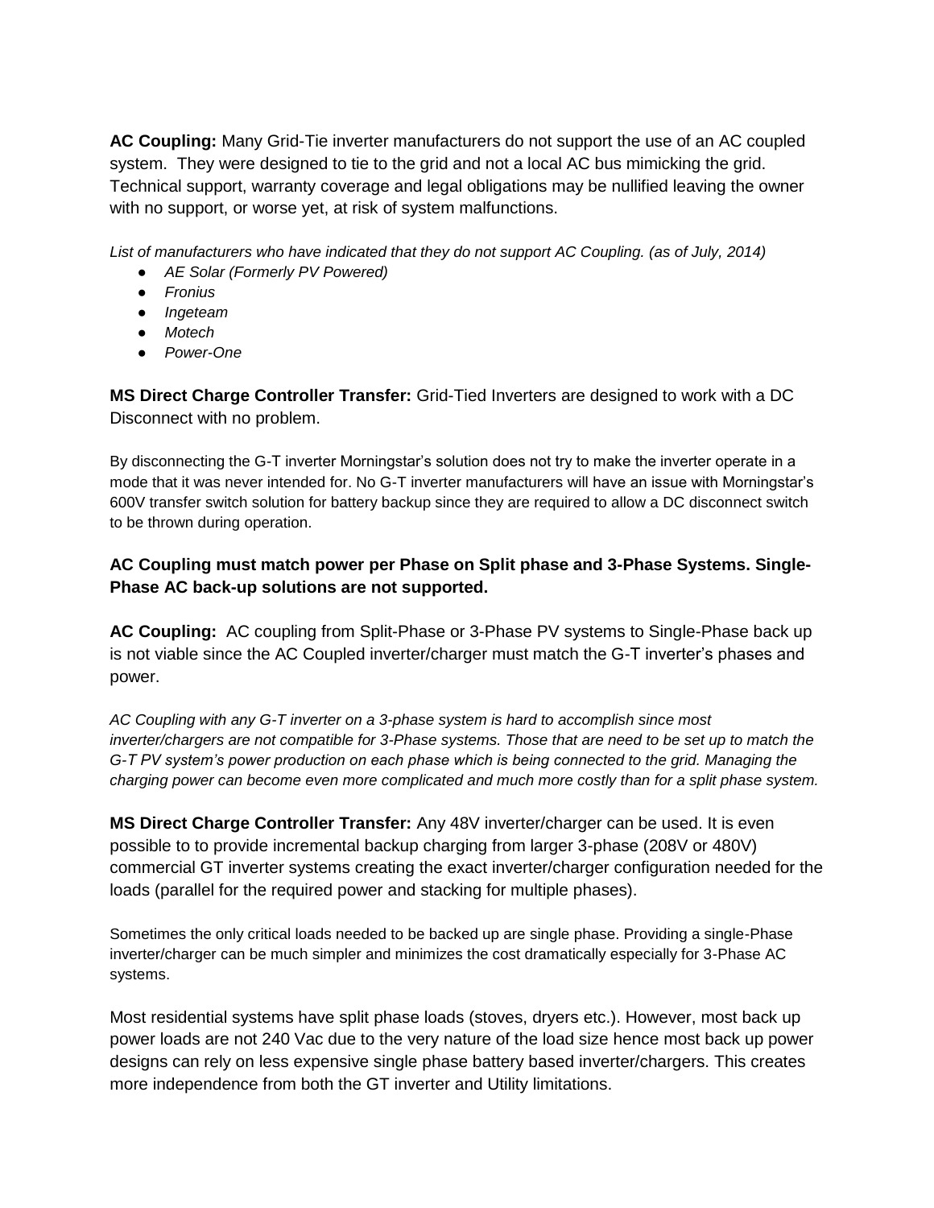**AC Coupling:** Many Grid-Tie inverter manufacturers do not support the use of an AC coupled system. They were designed to tie to the grid and not a local AC bus mimicking the grid. Technical support, warranty coverage and legal obligations may be nullified leaving the owner with no support, or worse yet, at risk of system malfunctions.

*List of manufacturers who have indicated that they do not support AC Coupling. (as of July, 2014)*

- *AE Solar (Formerly PV Powered)*
- *Fronius*
- *Ingeteam*
- *Motech*
- *Power-One*

**MS Direct Charge Controller Transfer:** Grid-Tied Inverters are designed to work with a DC Disconnect with no problem.

By disconnecting the G-T inverter Morningstar's solution does not try to make the inverter operate in a mode that it was never intended for. No G-T inverter manufacturers will have an issue with Morningstar's 600V transfer switch solution for battery backup since they are required to allow a DC disconnect switch to be thrown during operation.

**AC Coupling must match power per Phase on Split phase and 3-Phase Systems. Single-Phase AC back-up solutions are not supported.**

**AC Coupling:** AC coupling from Split-Phase or 3-Phase PV systems to Single-Phase back up is not viable since the AC Coupled inverter/charger must match the G-T inverter's phases and power.

*AC Coupling with any G-T inverter on a 3-phase system is hard to accomplish since most inverter/chargers are not compatible for 3-Phase systems. Those that are need to be set up to match the G-T PV system's power production on each phase which is being connected to the grid. Managing the charging power can become even more complicated and much more costly than for a split phase system.*

**MS Direct Charge Controller Transfer:** Any 48V inverter/charger can be used. It is even possible to to provide incremental backup charging from larger 3-phase (208V or 480V) commercial GT inverter systems creating the exact inverter/charger configuration needed for the loads (parallel for the required power and stacking for multiple phases).

Sometimes the only critical loads needed to be backed up are single phase. Providing a single-Phase inverter/charger can be much simpler and minimizes the cost dramatically especially for 3-Phase AC systems.

Most residential systems have split phase loads (stoves, dryers etc.). However, most back up power loads are not 240 Vac due to the very nature of the load size hence most back up power designs can rely on less expensive single phase battery based inverter/chargers. This creates more independence from both the GT inverter and Utility limitations.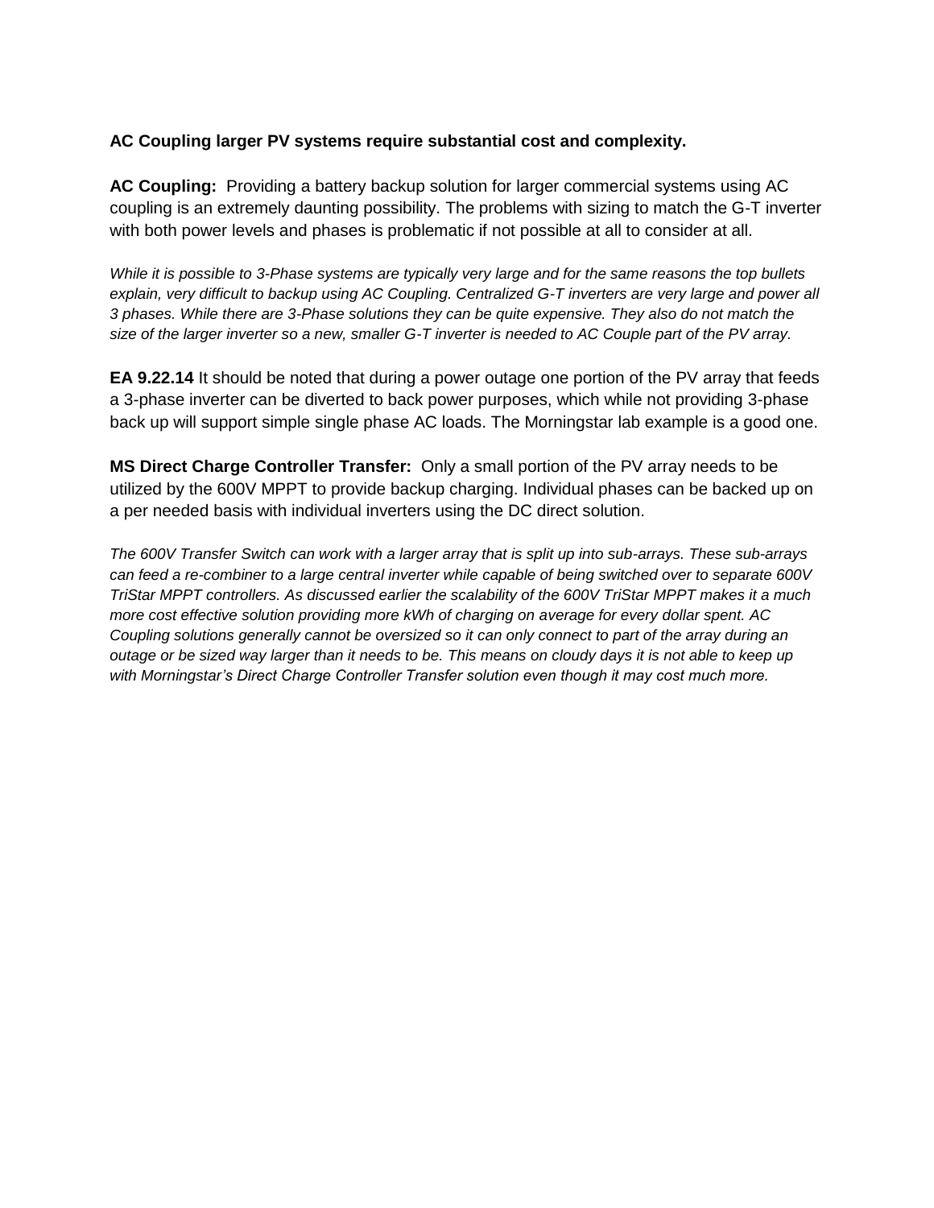**AC Coupling larger PV systems require substantial cost and complexity.**

**AC Coupling:** Providing a battery backup solution for larger commercial systems using AC coupling is an extremely daunting possibility. The problems with sizing to match the G-T inverter with both power levels and phases is problematic if not possible at all to consider at all.

*While it is possible to 3-Phase systems are typically very large and for the same reasons the top bullets explain, very difficult to backup using AC Coupling. Centralized G-T inverters are very large and power all 3 phases. While there are 3-Phase solutions they can be quite expensive. They also do not match the size of the larger inverter so a new, smaller G-T inverter is needed to AC Couple part of the PV array.*

**EA 9.22.14** It should be noted that during a power outage one portion of the PV array that feeds a 3-phase inverter can be diverted to back power purposes, which while not providing 3-phase back up will support simple single phase AC loads. The Morningstar lab example is a good one.

**MS Direct Charge Controller Transfer:** Only a small portion of the PV array needs to be utilized by the 600V MPPT to provide backup charging. Individual phases can be backed up on a per needed basis with individual inverters using the DC direct solution.

*The 600V Transfer Switch can work with a larger array that is split up into sub-arrays. These sub-arrays can feed a re-combiner to a large central inverter while capable of being switched over to separate 600V TriStar MPPT controllers. As discussed earlier the scalability of the 600V TriStar MPPT makes it a much more cost effective solution providing more kWh of charging on average for every dollar spent. AC Coupling solutions generally cannot be oversized so it can only connect to part of the array during an outage or be sized way larger than it needs to be. This means on cloudy days it is not able to keep up with Morningstar's Direct Charge Controller Transfer solution even though it may cost much more.*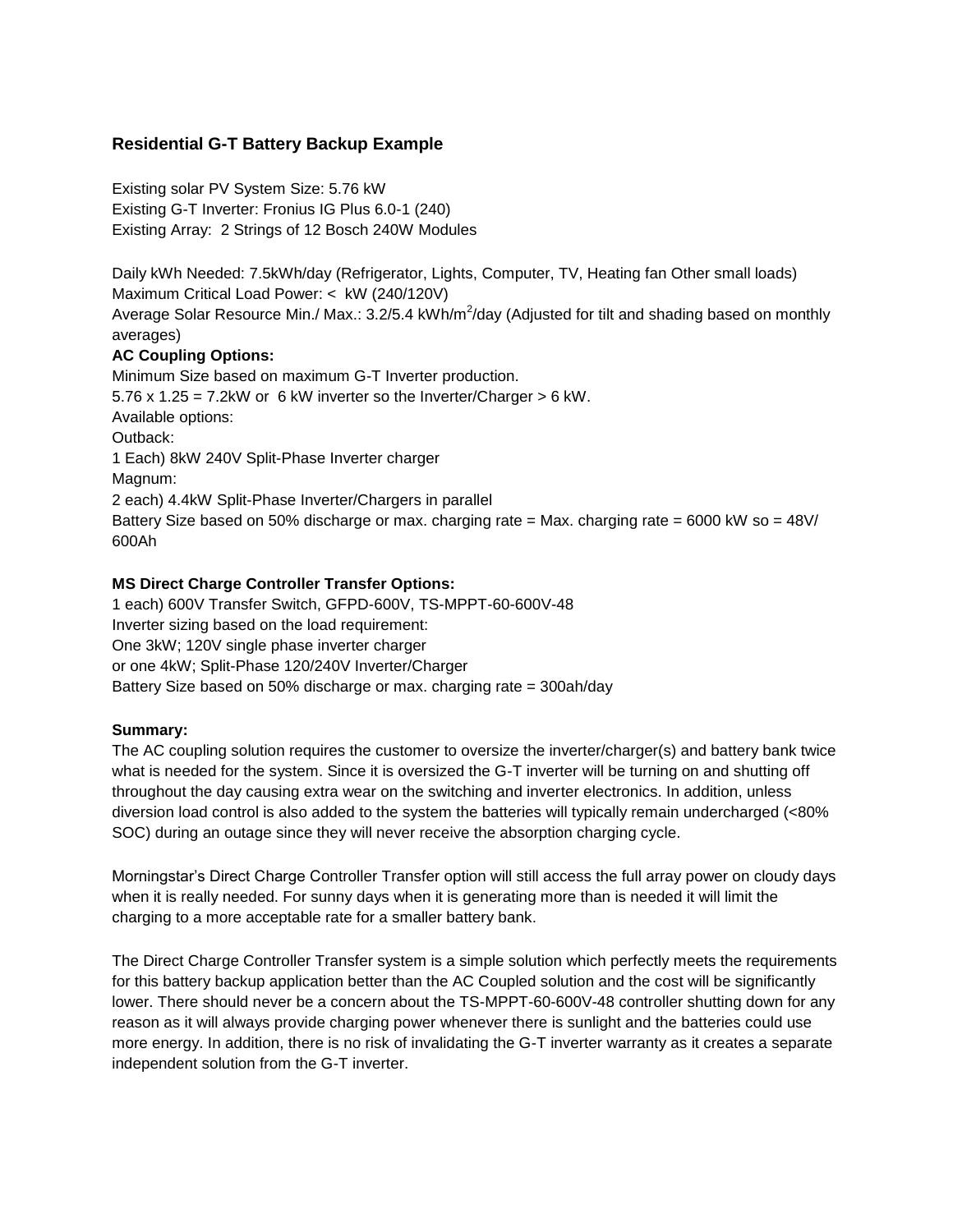## Residential G-T Battery Backup Example

Existing solar PV System Size: 5.76 kW
Existing G-T Inverter: Fronius IG Plus 6.0-1 (240)
Existing Array: 2 Strings of 12 Bosch 240W Modules

Daily kWh Needed: 7.5kWh/day (Refrigerator, Lights, Computer, TV, Heating fan Other small loads)
Maximum Critical Load Power: < kW (240/120V)
Average Solar Resource Min./ Max.: 3.2/5.4 kWh/$m^2$/day (Adjusted for tilt and shading based on monthly averages)

**AC Coupling Options:**

Minimum Size based on maximum G-T Inverter production.
5.76 x 1.25 = 7.2kW or 6 kW inverter so the Inverter/Charger > 6 kW.
Available options:
Outback:
1 Each) 8kW 240V Split-Phase Inverter charger
Magnum:
2 each) 4.4kW Split-Phase Inverter/Chargers in parallel
Battery Size based on 50% discharge or max. charging rate = Max. charging rate = 6000 kW so = 48V/ 600Ah

**MS Direct Charge Controller Transfer Options:**

1 each) 600V Transfer Switch, GFPD-600V, TS-MPPT-60-600V-48
Inverter sizing based on the load requirement:
One 3kW; 120V single phase inverter charger
or one 4kW; Split-Phase 120/240V Inverter/Charger
Battery Size based on 50% discharge or max. charging rate = 300ah/day

**Summary:**

The AC coupling solution requires the customer to oversize the inverter/charger(s) and battery bank twice what is needed for the system. Since it is oversized the G-T inverter will be turning on and shutting off throughout the day causing extra wear on the switching and inverter electronics. In addition, unless diversion load control is also added to the system the batteries will typically remain undercharged (<80% SOC) during an outage since they will never receive the absorption charging cycle.

Morningstar's Direct Charge Controller Transfer option will still access the full array power on cloudy days when it is really needed. For sunny days when it is generating more than is needed it will limit the charging to a more acceptable rate for a smaller battery bank.

The Direct Charge Controller Transfer system is a simple solution which perfectly meets the requirements for this battery backup application better than the AC Coupled solution and the cost will be significantly lower. There should never be a concern about the TS-MPPT-60-600V-48 controller shutting down for any reason as it will always provide charging power whenever there is sunlight and the batteries could use more energy. In addition, there is no risk of invalidating the G-T inverter warranty as it creates a separate independent solution from the G-T inverter.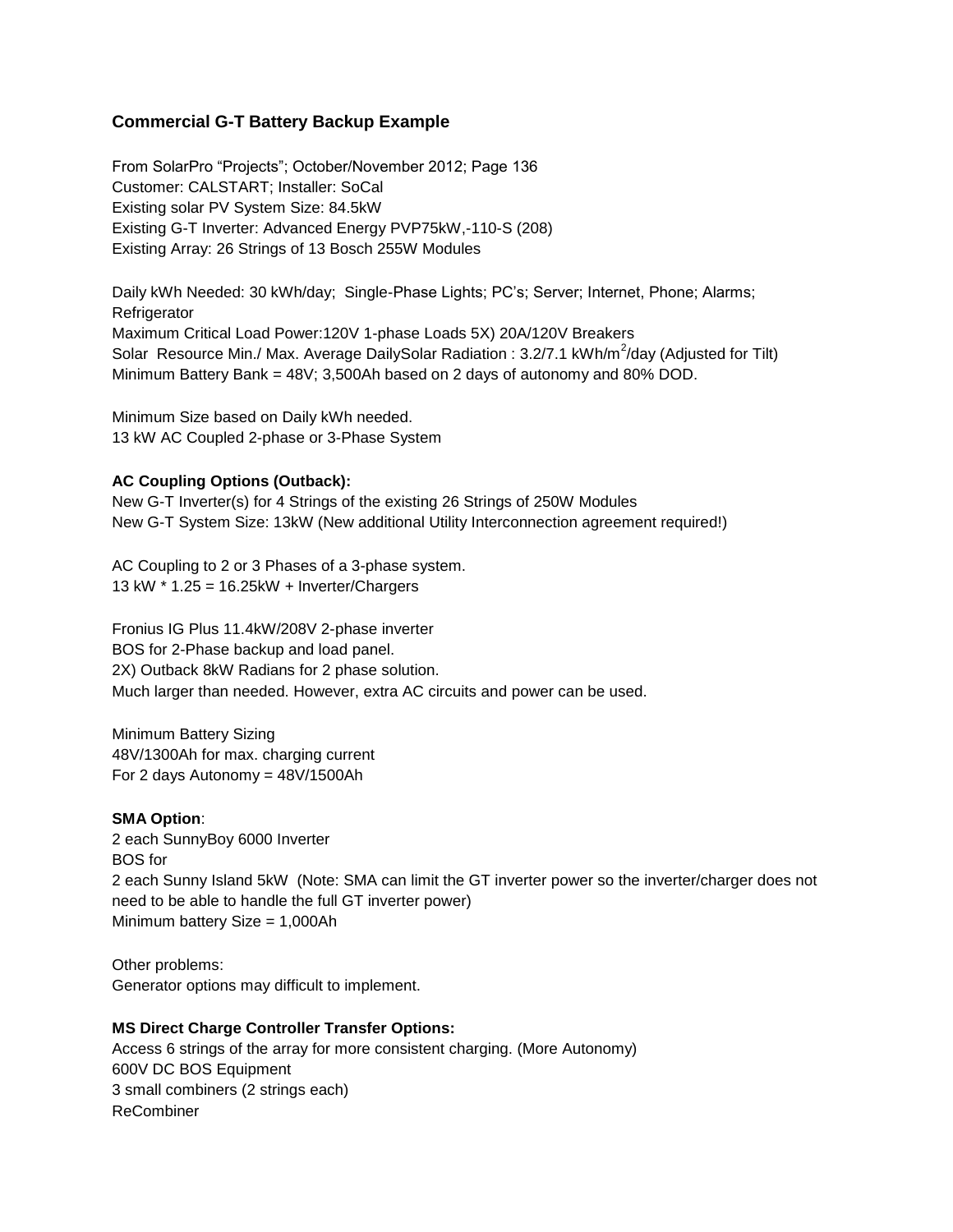### Commercial G-T Battery Backup Example

From SolarPro "Projects"; October/November 2012; Page 136
Customer: CALSTART; Installer: SoCal
Existing solar PV System Size: 84.5kW
Existing G-T Inverter: Advanced Energy PVP75kW,-110-S (208)
Existing Array: 26 Strings of 13 Bosch 255W Modules

Daily kWh Needed: 30 kWh/day; Single-Phase Lights; PC's; Server; Internet, Phone; Alarms; Refrigerator
Maximum Critical Load Power:120V 1-phase Loads 5X) 20A/120V Breakers
Solar Resource Min./ Max. Average DailySolar Radiation : 3.2/7.1 kWh/$m^2$/day (Adjusted for Tilt)
Minimum Battery Bank = 48V; 3,500Ah based on 2 days of autonomy and 80% DOD.

Minimum Size based on Daily kWh needed.
13 kW AC Coupled 2-phase or 3-Phase System

**AC Coupling Options (Outback):**
New G-T Inverter(s) for 4 Strings of the existing 26 Strings of 250W Modules
New G-T System Size: 13kW (New additional Utility Interconnection agreement required!)

AC Coupling to 2 or 3 Phases of a 3-phase system.
13 kW * 1.25 = 16.25kW + Inverter/Chargers

Fronius IG Plus 11.4kW/208V 2-phase inverter
BOS for 2-Phase backup and load panel.
2X) Outback 8kW Radians for 2 phase solution.
Much larger than needed. However, extra AC circuits and power can be used.

Minimum Battery Sizing
48V/1300Ah for max. charging current
For 2 days Autonomy = 48V/1500Ah

**SMA Option**:
2 each SunnyBoy 6000 Inverter
BOS for
2 each Sunny Island 5kW (Note: SMA can limit the GT inverter power so the inverter/charger does not need to be able to handle the full GT inverter power)
Minimum battery Size = 1,000Ah

Other problems:
Generator options may difficult to implement.

**MS Direct Charge Controller Transfer Options:**
Access 6 strings of the array for more consistent charging. (More Autonomy)
600V DC BOS Equipment
3 small combiners (2 strings each)
ReCombiner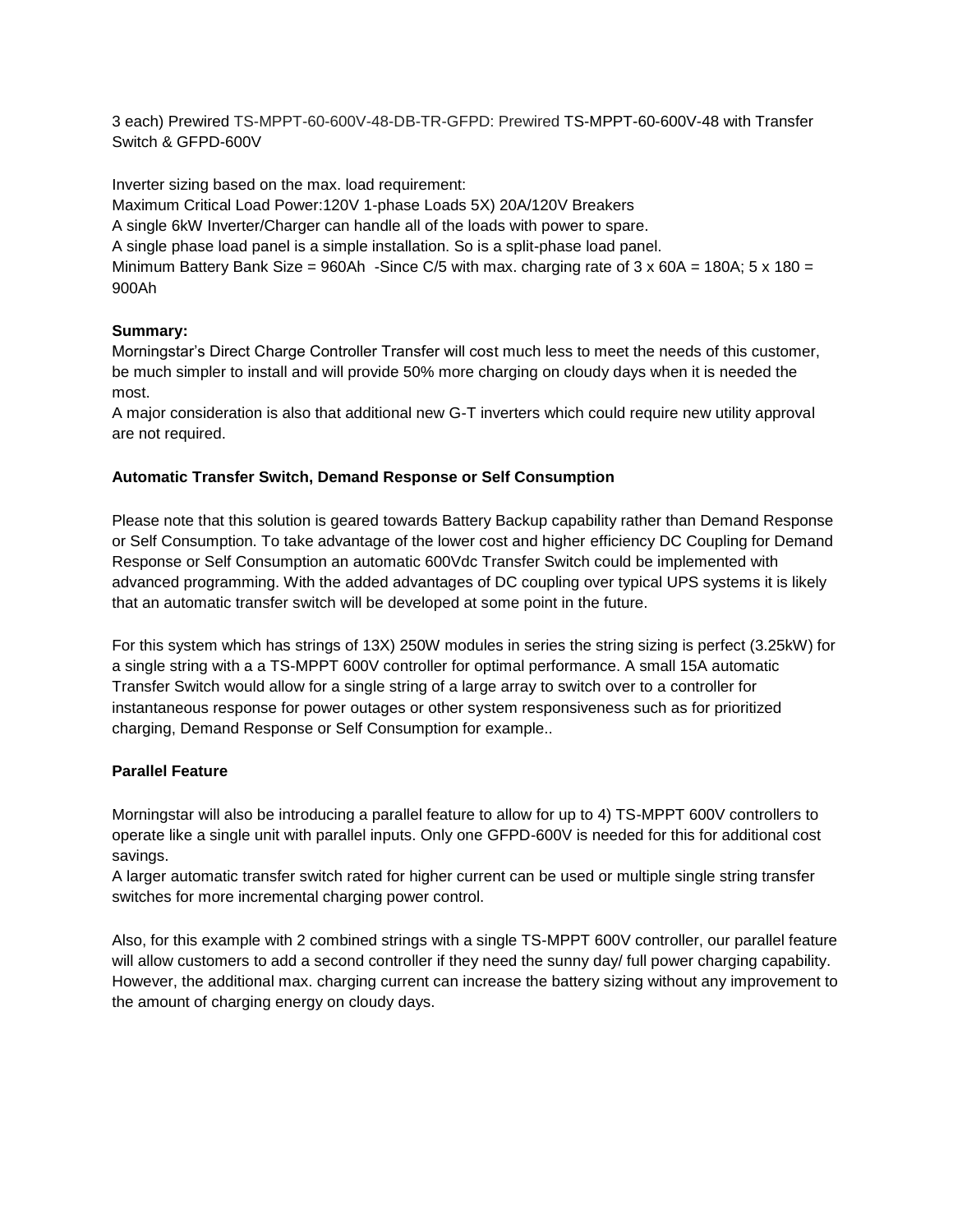3 each) Prewired TS-MPPT-60-600V-48-DB-TR-GFPD: Prewired TS-MPPT-60-600V-48 with Transfer Switch & GFPD-600V

Inverter sizing based on the max. load requirement:
Maximum Critical Load Power:120V 1-phase Loads 5X) 20A/120V Breakers
A single 6kW Inverter/Charger can handle all of the loads with power to spare.
A single phase load panel is a simple installation. So is a split-phase load panel.
Minimum Battery Bank Size = 960Ah -Since C/5 with max. charging rate of 3 x 60A = 180A; 5 x 180 = 900Ah

**Summary:**
Morningstar's Direct Charge Controller Transfer will cost much less to meet the needs of this customer, be much simpler to install and will provide 50% more charging on cloudy days when it is needed the most.
A major consideration is also that additional new G-T inverters which could require new utility approval are not required.

**Automatic Transfer Switch, Demand Response or Self Consumption**

Please note that this solution is geared towards Battery Backup capability rather than Demand Response or Self Consumption. To take advantage of the lower cost and higher efficiency DC Coupling for Demand Response or Self Consumption an automatic 600Vdc Transfer Switch could be implemented with advanced programming. With the added advantages of DC coupling over typical UPS systems it is likely that an automatic transfer switch will be developed at some point in the future.

For this system which has strings of 13X) 250W modules in series the string sizing is perfect (3.25kW) for a single string with a a TS-MPPT 600V controller for optimal performance. A small 15A automatic Transfer Switch would allow for a single string of a large array to switch over to a controller for instantaneous response for power outages or other system responsiveness such as for prioritized charging, Demand Response or Self Consumption for example..

**Parallel Feature**

Morningstar will also be introducing a parallel feature to allow for up to 4) TS-MPPT 600V controllers to operate like a single unit with parallel inputs. Only one GFPD-600V is needed for this for additional cost savings.
A larger automatic transfer switch rated for higher current can be used or multiple single string transfer switches for more incremental charging power control.

Also, for this example with 2 combined strings with a single TS-MPPT 600V controller, our parallel feature will allow customers to add a second controller if they need the sunny day/ full power charging capability. However, the additional max. charging current can increase the battery sizing without any improvement to the amount of charging energy on cloudy days.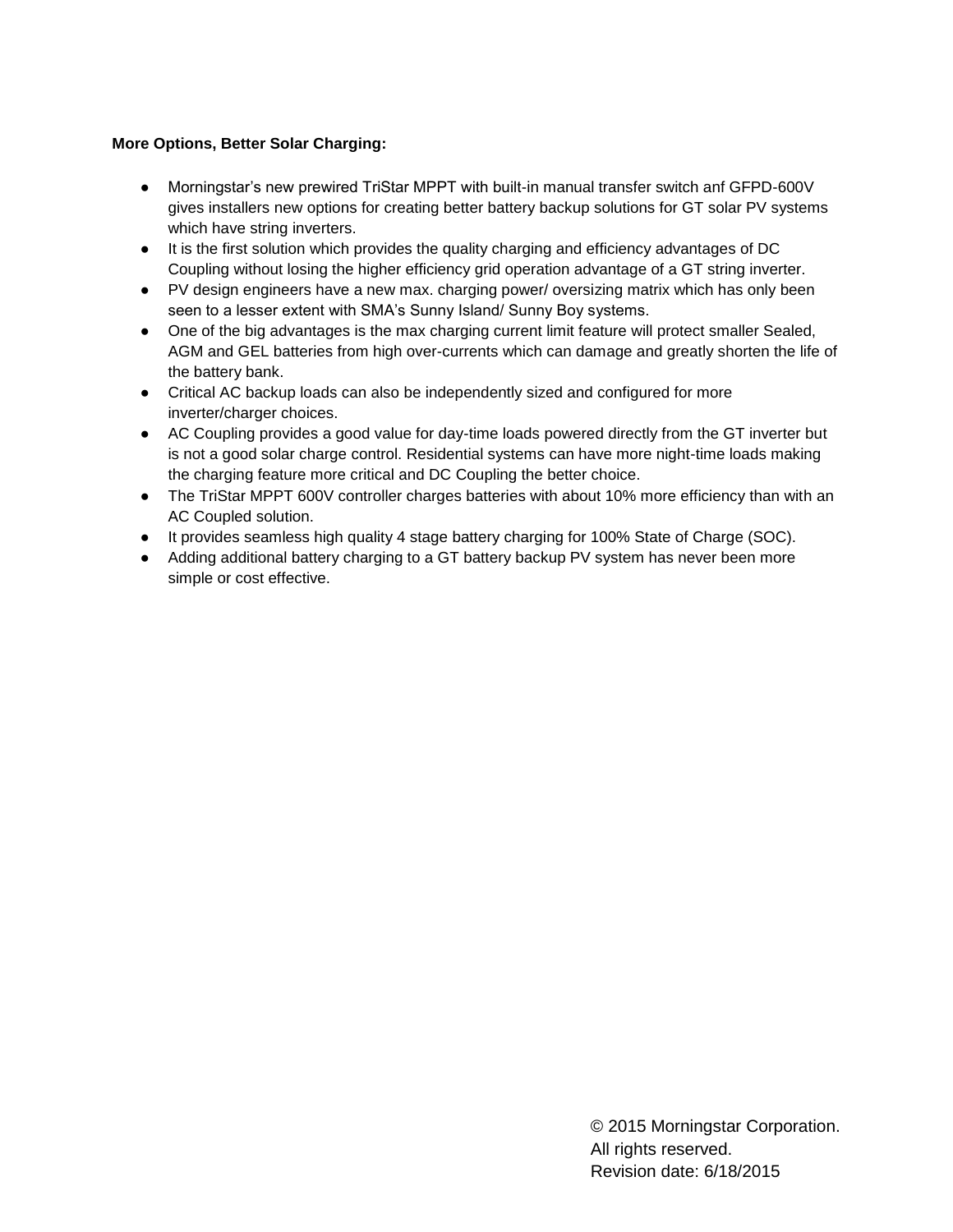**More Options, Better Solar Charging:**

- Morningstar's new prewired TriStar MPPT with built-in manual transfer switch anf GFPD-600V gives installers new options for creating better battery backup solutions for GT solar PV systems which have string inverters.
- It is the first solution which provides the quality charging and efficiency advantages of DC Coupling without losing the higher efficiency grid operation advantage of a GT string inverter.
- PV design engineers have a new max. charging power/ oversizing matrix which has only been seen to a lesser extent with SMA's Sunny Island/ Sunny Boy systems.
- One of the big advantages is the max charging current limit feature will protect smaller Sealed, AGM and GEL batteries from high over-currents which can damage and greatly shorten the life of the battery bank.
- Critical AC backup loads can also be independently sized and configured for more inverter/charger choices.
- AC Coupling provides a good value for day-time loads powered directly from the GT inverter but is not a good solar charge control. Residential systems can have more night-time loads making the charging feature more critical and DC Coupling the better choice.
- The TriStar MPPT 600V controller charges batteries with about 10% more efficiency than with an AC Coupled solution.
- It provides seamless high quality 4 stage battery charging for 100% State of Charge (SOC).
- Adding additional battery charging to a GT battery backup PV system has never been more simple or cost effective.

© 2015 Morningstar Corporation.
All rights reserved.
Revision date: 6/18/2015